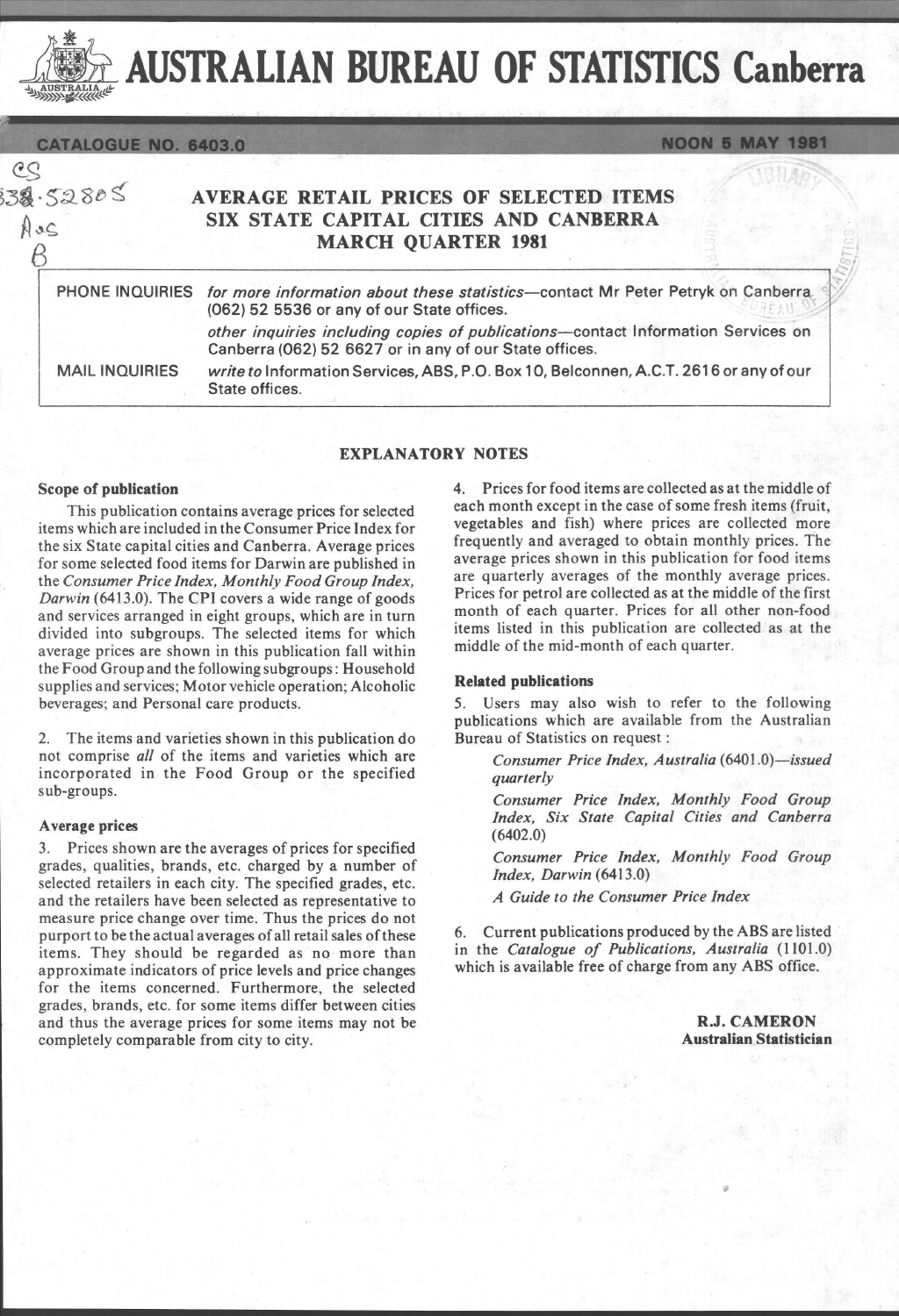# AUSTRALIAN BUREAU OF STATISTICS Canberra

CATALOGUE NO. 6403.0 — NOON 5 MAY 1981

## AVERAGE RETAIL PRICES OF SELECTED ITEMS SIX STATE CAPITAL CITIES AND CANBERRA MARCH QUARTER 1981

| | |
|---|---|
| PHONE INQUIRIES | *for more information about these statistics*—contact Mr Peter Petryk on Canberra (062) 52 5536 or any of our State offices. |
| | *other inquiries including copies of publications*—contact Information Services on Canberra (062) 52 6627 or in any of our State offices. |
| MAIL INQUIRIES | *write to* Information Services, ABS, P.O. Box 10, Belconnen, A.C.T. 2616 or any of our State offices. |

### EXPLANATORY NOTES

**Scope of publication**

This publication contains average prices for selected items which are included in the Consumer Price Index for the six State capital cities and Canberra. Average prices for some selected food items for Darwin are published in the *Consumer Price Index, Monthly Food Group Index, Darwin* (6413.0). The CPI covers a wide range of goods and services arranged in eight groups, which are in turn divided into subgroups. The selected items for which average prices are shown in this publication fall within the Food Group and the following subgroups: Household supplies and services; Motor vehicle operation; Alcoholic beverages; and Personal care products.

2. The items and varieties shown in this publication do not comprise *all* of the items and varieties which are incorporated in the Food Group or the specified sub-groups.

**Average prices**

3. Prices shown are the averages of prices for specified grades, qualities, brands, etc. charged by a number of selected retailers in each city. The specified grades, etc. and the retailers have been selected as representative to measure price change over time. Thus the prices do not purport to be the actual averages of all retail sales of these items. They should be regarded as no more than approximate indicators of price levels and price changes for the items concerned. Furthermore, the selected grades, brands, etc. for some items differ between cities and thus the average prices for some items may not be completely comparable from city to city.

4. Prices for food items are collected as at the middle of each month except in the case of some fresh items (fruit, vegetables and fish) where prices are collected more frequently and averaged to obtain monthly prices. The average prices shown in this publication for food items are quarterly averages of the monthly average prices. Prices for petrol are collected as at the middle of the first month of each quarter. Prices for all other non-food items listed in this publication are collected as at the middle of the mid-month of each quarter.

**Related publications**

5. Users may also wish to refer to the following publications which are available from the Australian Bureau of Statistics on request:

*Consumer Price Index, Australia* (6401.0)—*issued quarterly*

*Consumer Price Index, Monthly Food Group Index, Six State Capital Cities and Canberra* (6402.0)

*Consumer Price Index, Monthly Food Group Index, Darwin* (6413.0)

*A Guide to the Consumer Price Index*

6. Current publications produced by the ABS are listed in the *Catalogue of Publications, Australia* (1101.0) which is available free of charge from any ABS office.

**R.J. CAMERON**
**Australian Statistician**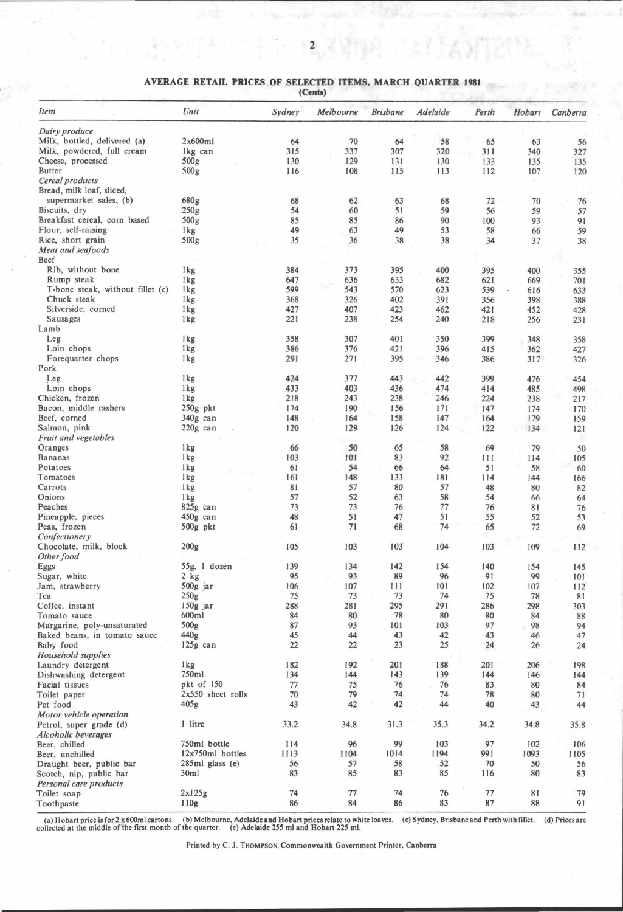## AVERAGE RETAIL PRICES OF SELECTED ITEMS, MARCH QUARTER 1981

(Cents)

| Item | Unit | Sydney | Melbourne | Brisbane | Adelaide | Perth | Hobart | Canberra |
|---|---|---|---|---|---|---|---|---|
| *Dairy produce* | | | | | | | | |
| Milk, bottled, delivered (a) | 2x600ml | 64 | 70 | 64 | 58 | 65 | 63 | 56 |
| Milk, powdered, full cream | 1kg can | 315 | 337 | 307 | 320 | 311 | 340 | 327 |
| Cheese, processed | 500g | 130 | 129 | 131 | 130 | 133 | 135 | 135 |
| Butter | 500g | 116 | 108 | 115 | 113 | 112 | 107 | 120 |
| *Cereal products* | | | | | | | | |
| Bread, milk loaf, sliced, supermarket sales, (b) | 680g | 68 | 62 | 63 | 68 | 72 | 70 | 76 |
| Biscuits, dry | 250g | 54 | 60 | 51 | 59 | 56 | 59 | 57 |
| Breakfast cereal, corn based | 500g | 85 | 85 | 86 | 90 | 100 | 93 | 91 |
| Flour, self-raising | 1kg | 49 | 63 | 49 | 53 | 58 | 66 | 59 |
| Rice, short grain | 500g | 35 | 36 | 38 | 38 | 34 | 37 | 38 |
| *Meat and seafoods* | | | | | | | | |
| Beef | | | | | | | | |
| Rib, without bone | 1kg | 384 | 373 | 395 | 400 | 395 | 400 | 355 |
| Rump steak | 1kg | 647 | 636 | 633 | 682 | 621 | 669 | 701 |
| T-bone steak, without fillet (c) | 1kg | 599 | 543 | 570 | 623 | 539 | 616 | 633 |
| Chuck steak | 1kg | 368 | 326 | 402 | 391 | 356 | 398 | 388 |
| Silverside, corned | 1kg | 427 | 407 | 423 | 462 | 421 | 452 | 428 |
| Sausages | 1kg | 221 | 238 | 254 | 240 | 218 | 256 | 231 |
| Lamb | | | | | | | | |
| Leg | 1kg | 358 | 307 | 401 | 350 | 399 | 348 | 358 |
| Loin chops | 1kg | 386 | 376 | 421 | 396 | 415 | 362 | 427 |
| Forequarter chops | 1kg | 291 | 271 | 395 | 346 | 386 | 317 | 326 |
| Pork | | | | | | | | |
| Leg | 1kg | 424 | 377 | 443 | 442 | 399 | 476 | 454 |
| Loin chops | 1kg | 433 | 403 | 436 | 474 | 414 | 485 | 498 |
| Chicken, frozen | 1kg | 218 | 243 | 238 | 246 | 224 | 238 | 217 |
| Bacon, middle rashers | 250g pkt | 174 | 190 | 156 | 171 | 147 | 174 | 170 |
| Beef, corned | 340g can | 148 | 164 | 158 | 147 | 164 | 179 | 159 |
| Salmon, pink | 220g can | 120 | 129 | 126 | 124 | 122 | 134 | 121 |
| *Fruit and vegetables* | | | | | | | | |
| Oranges | 1kg | 66 | 50 | 65 | 58 | 69 | 79 | 50 |
| Bananas | 1kg | 103 | 101 | 83 | 92 | 111 | 114 | 105 |
| Potatoes | 1kg | 61 | 54 | 66 | 64 | 51 | 58 | 60 |
| Tomatoes | 1kg | 161 | 148 | 133 | 181 | 114 | 144 | 166 |
| Carrots | 1kg | 81 | 57 | 80 | 57 | 48 | 80 | 82 |
| Onions | 1kg | 57 | 52 | 63 | 58 | 54 | 66 | 64 |
| Peaches | 825g can | 73 | 73 | 76 | 77 | 76 | 81 | 76 |
| Pineapple, pieces | 450g can | 48 | 51 | 47 | 51 | 55 | 52 | 53 |
| Peas, frozen | 500g pkt | 61 | 71 | 68 | 74 | 65 | 72 | 69 |
| *Confectionery* | | | | | | | | |
| Chocolate, milk, block | 200g | 105 | 103 | 103 | 104 | 103 | 109 | 112 |
| *Other food* | | | | | | | | |
| Eggs | 55g, 1 dozen | 139 | 134 | 142 | 154 | 140 | 154 | 145 |
| Sugar, white | 2 kg | 95 | 93 | 89 | 96 | 91 | 99 | 101 |
| Jam, strawberry | 500g jar | 106 | 107 | 111 | 101 | 102 | 107 | 112 |
| Tea | 250g | 75 | 73 | 73 | 74 | 75 | 78 | 81 |
| Coffee, instant | 150g jar | 288 | 281 | 295 | 291 | 286 | 298 | 303 |
| Tomato sauce | 600ml | 84 | 80 | 78 | 80 | 80 | 84 | 88 |
| Margarine, poly-unsaturated | 500g | 87 | 93 | 101 | 103 | 97 | 98 | 94 |
| Baked beans, in tomato sauce | 440g | 45 | 44 | 43 | 42 | 43 | 46 | 47 |
| Baby food | 125g can | 22 | 22 | 23 | 25 | 24 | 26 | 24 |
| *Household supplies* | | | | | | | | |
| Laundry detergent | 1kg | 182 | 192 | 201 | 188 | 201 | 206 | 198 |
| Dishwashing detergent | 750ml | 134 | 144 | 143 | 139 | 144 | 146 | 144 |
| Facial tissues | pkt of 150 | 77 | 75 | 76 | 76 | 83 | 80 | 84 |
| Toilet paper | 2x550 sheet rolls | 70 | 79 | 74 | 74 | 78 | 80 | 71 |
| Pet food | 405g | 43 | 42 | 42 | 44 | 40 | 43 | 44 |
| *Motor vehicle operation* | | | | | | | | |
| Petrol, super grade (d) | 1 litre | 33.2 | 34.8 | 31.3 | 35.3 | 34.2 | 34.8 | 35.8 |
| *Alcoholic beverages* | | | | | | | | |
| Beer, chilled | 750ml bottle | 114 | 96 | 99 | 103 | 97 | 102 | 106 |
| Beer, unchilled | 12x750ml bottles | 1113 | 1104 | 1014 | 1194 | 991 | 1093 | 1105 |
| Draught beer, public bar | 285ml glass (e) | 56 | 57 | 58 | 52 | 70 | 50 | 56 |
| Scotch, nip, public bar | 30ml | 83 | 85 | 83 | 85 | 116 | 80 | 83 |
| *Personal care products* | | | | | | | | |
| Toilet soap | 2x125g | 74 | 77 | 74 | 76 | 77 | 81 | 79 |
| Toothpaste | 110g | 86 | 84 | 86 | 83 | 87 | 88 | 91 |

(a) Hobart price is for 2 x 600ml cartons. (b) Melbourne, Adelaide and Hobart prices relate to white loaves. (c) Sydney, Brisbane and Perth with fillet. (d) Prices are collected at the middle of the first month of the quarter. (e) Adelaide 255 ml and Hobart 225 ml.

Printed by C. J. THOMPSON, Commonwealth Government Printer, Canberra